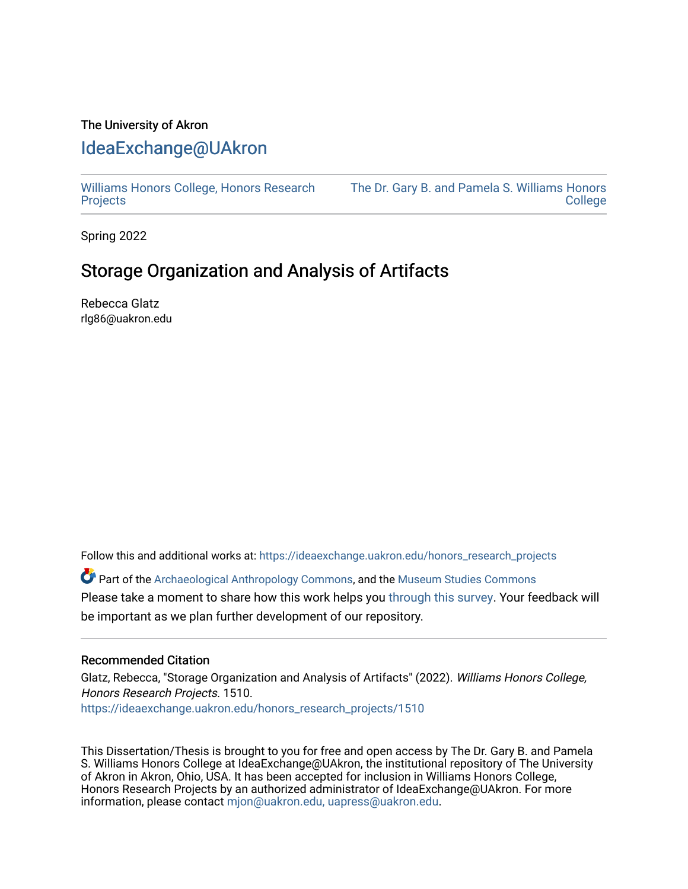The University of Akron

# IdeaExchange@UAkron

Williams Honors College, Honors Research Projects | The Dr. Gary B. and Pamela S. Williams Honors College

Spring 2022

## Storage Organization and Analysis of Artifacts

Rebecca Glatz
rlg86@uakron.edu

Follow this and additional works at: https://ideaexchange.uakron.edu/honors_research_projects

Part of the Archaeological Anthropology Commons, and the Museum Studies Commons

Please take a moment to share how this work helps you through this survey. Your feedback will be important as we plan further development of our repository.

### Recommended Citation

Glatz, Rebecca, "Storage Organization and Analysis of Artifacts" (2022). *Williams Honors College, Honors Research Projects*. 1510.
https://ideaexchange.uakron.edu/honors_research_projects/1510

This Dissertation/Thesis is brought to you for free and open access by The Dr. Gary B. and Pamela S. Williams Honors College at IdeaExchange@UAkron, the institutional repository of The University of Akron in Akron, Ohio, USA. It has been accepted for inclusion in Williams Honors College, Honors Research Projects by an authorized administrator of IdeaExchange@UAkron. For more information, please contact mjon@uakron.edu, uapress@uakron.edu.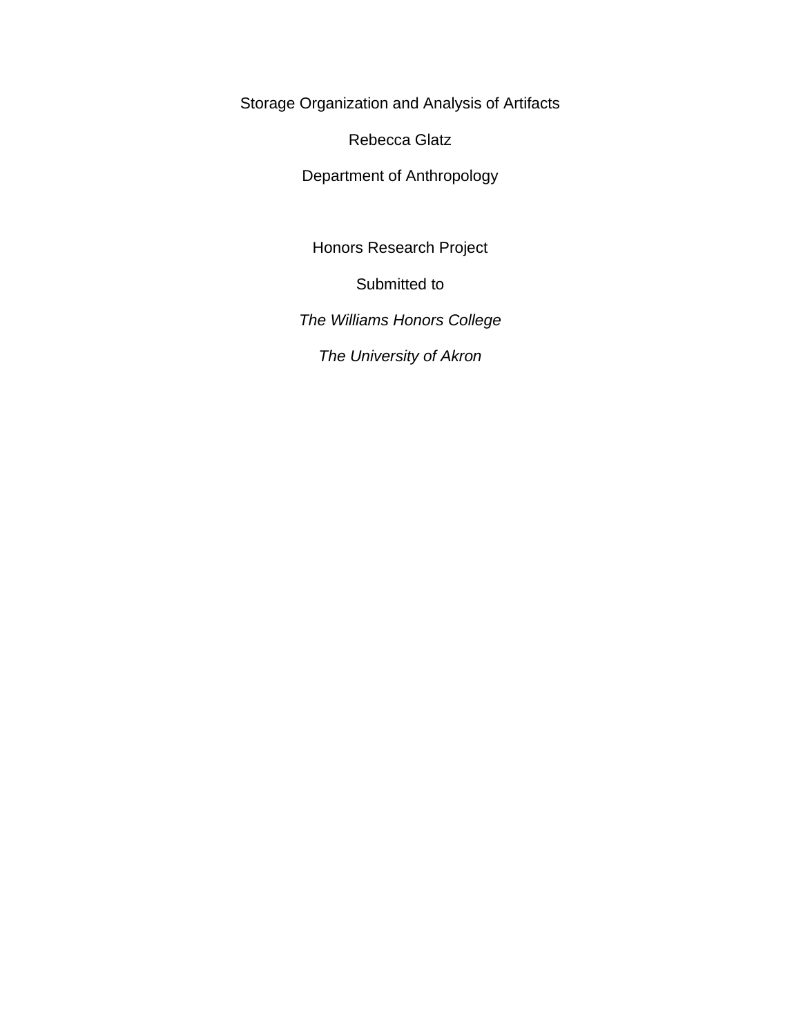Storage Organization and Analysis of Artifacts

Rebecca Glatz

Department of Anthropology

Honors Research Project

Submitted to

*The Williams Honors College*

*The University of Akron*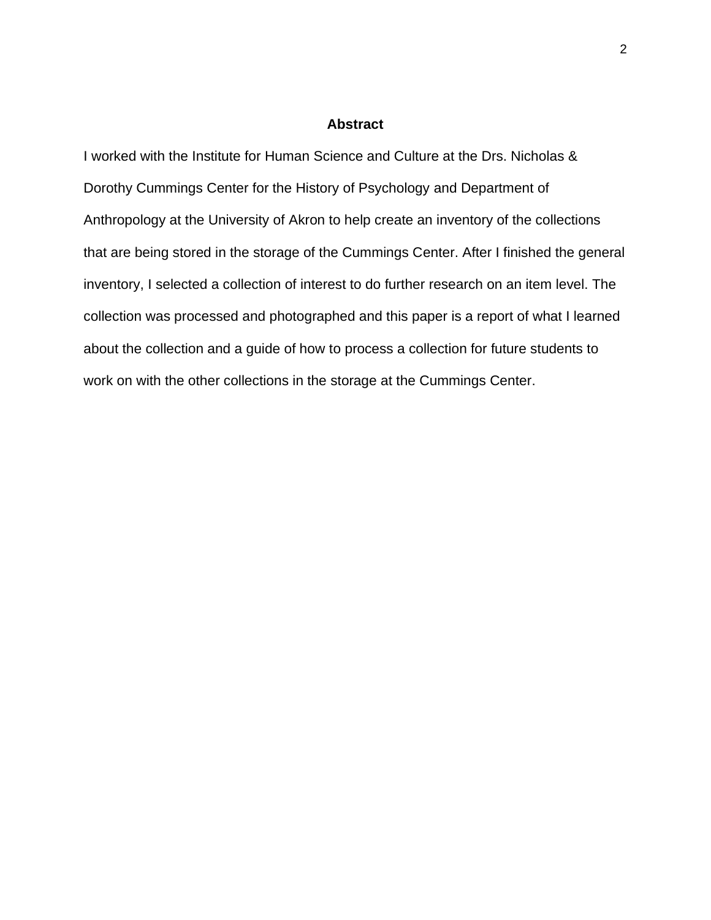## Abstract

I worked with the Institute for Human Science and Culture at the Drs. Nicholas & Dorothy Cummings Center for the History of Psychology and Department of Anthropology at the University of Akron to help create an inventory of the collections that are being stored in the storage of the Cummings Center. After I finished the general inventory, I selected a collection of interest to do further research on an item level. The collection was processed and photographed and this paper is a report of what I learned about the collection and a guide of how to process a collection for future students to work on with the other collections in the storage at the Cummings Center.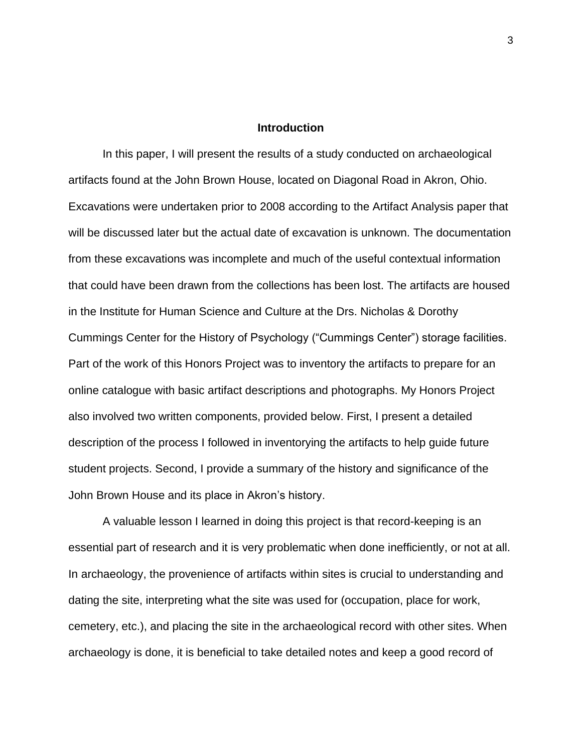## Introduction

In this paper, I will present the results of a study conducted on archaeological artifacts found at the John Brown House, located on Diagonal Road in Akron, Ohio. Excavations were undertaken prior to 2008 according to the Artifact Analysis paper that will be discussed later but the actual date of excavation is unknown. The documentation from these excavations was incomplete and much of the useful contextual information that could have been drawn from the collections has been lost. The artifacts are housed in the Institute for Human Science and Culture at the Drs. Nicholas & Dorothy Cummings Center for the History of Psychology ("Cummings Center") storage facilities. Part of the work of this Honors Project was to inventory the artifacts to prepare for an online catalogue with basic artifact descriptions and photographs. My Honors Project also involved two written components, provided below. First, I present a detailed description of the process I followed in inventorying the artifacts to help guide future student projects. Second, I provide a summary of the history and significance of the John Brown House and its place in Akron's history.

A valuable lesson I learned in doing this project is that record-keeping is an essential part of research and it is very problematic when done inefficiently, or not at all. In archaeology, the provenience of artifacts within sites is crucial to understanding and dating the site, interpreting what the site was used for (occupation, place for work, cemetery, etc.), and placing the site in the archaeological record with other sites. When archaeology is done, it is beneficial to take detailed notes and keep a good record of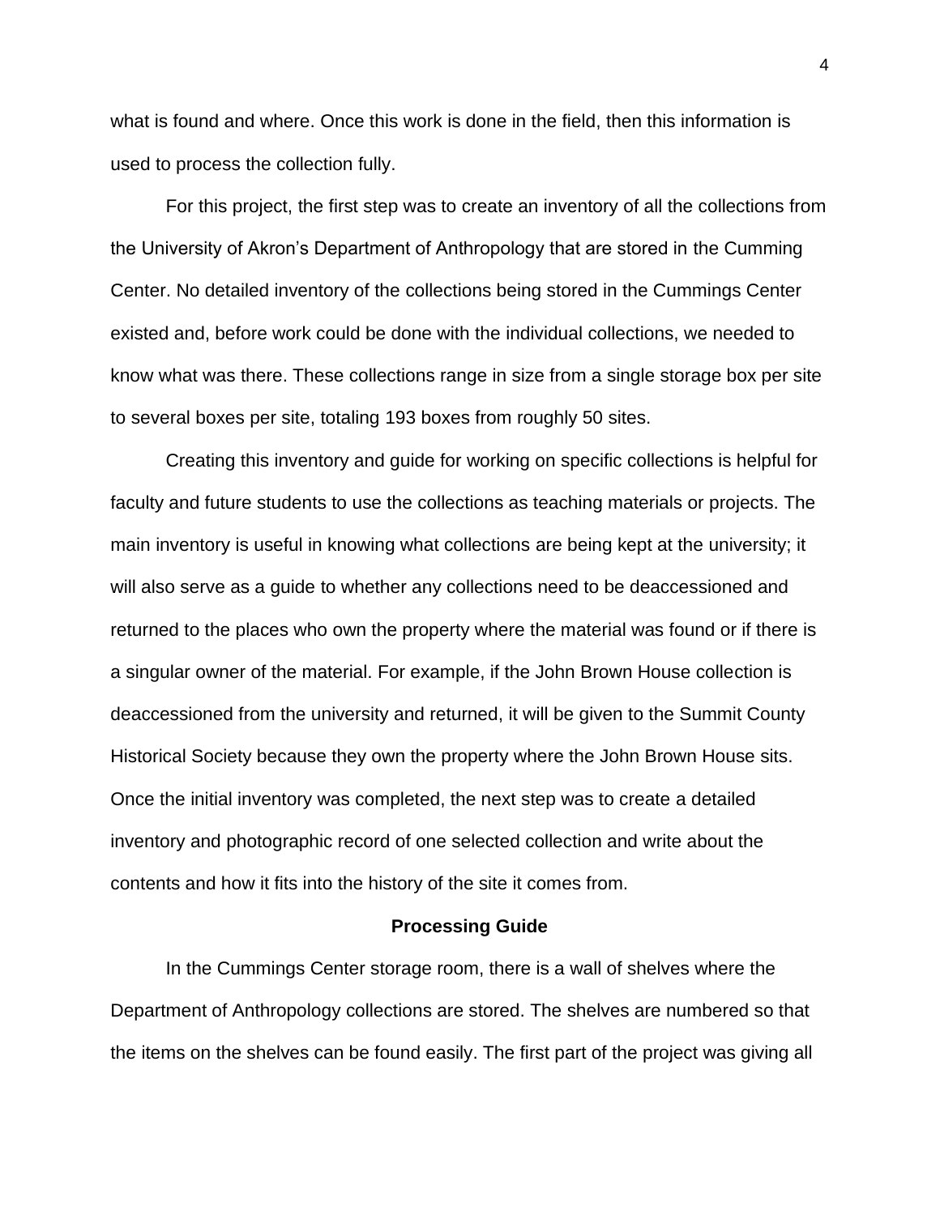what is found and where. Once this work is done in the field, then this information is used to process the collection fully.

For this project, the first step was to create an inventory of all the collections from the University of Akron's Department of Anthropology that are stored in the Cumming Center. No detailed inventory of the collections being stored in the Cummings Center existed and, before work could be done with the individual collections, we needed to know what was there. These collections range in size from a single storage box per site to several boxes per site, totaling 193 boxes from roughly 50 sites.

Creating this inventory and guide for working on specific collections is helpful for faculty and future students to use the collections as teaching materials or projects. The main inventory is useful in knowing what collections are being kept at the university; it will also serve as a guide to whether any collections need to be deaccessioned and returned to the places who own the property where the material was found or if there is a singular owner of the material. For example, if the John Brown House collection is deaccessioned from the university and returned, it will be given to the Summit County Historical Society because they own the property where the John Brown House sits. Once the initial inventory was completed, the next step was to create a detailed inventory and photographic record of one selected collection and write about the contents and how it fits into the history of the site it comes from.

## Processing Guide

In the Cummings Center storage room, there is a wall of shelves where the Department of Anthropology collections are stored. The shelves are numbered so that the items on the shelves can be found easily. The first part of the project was giving all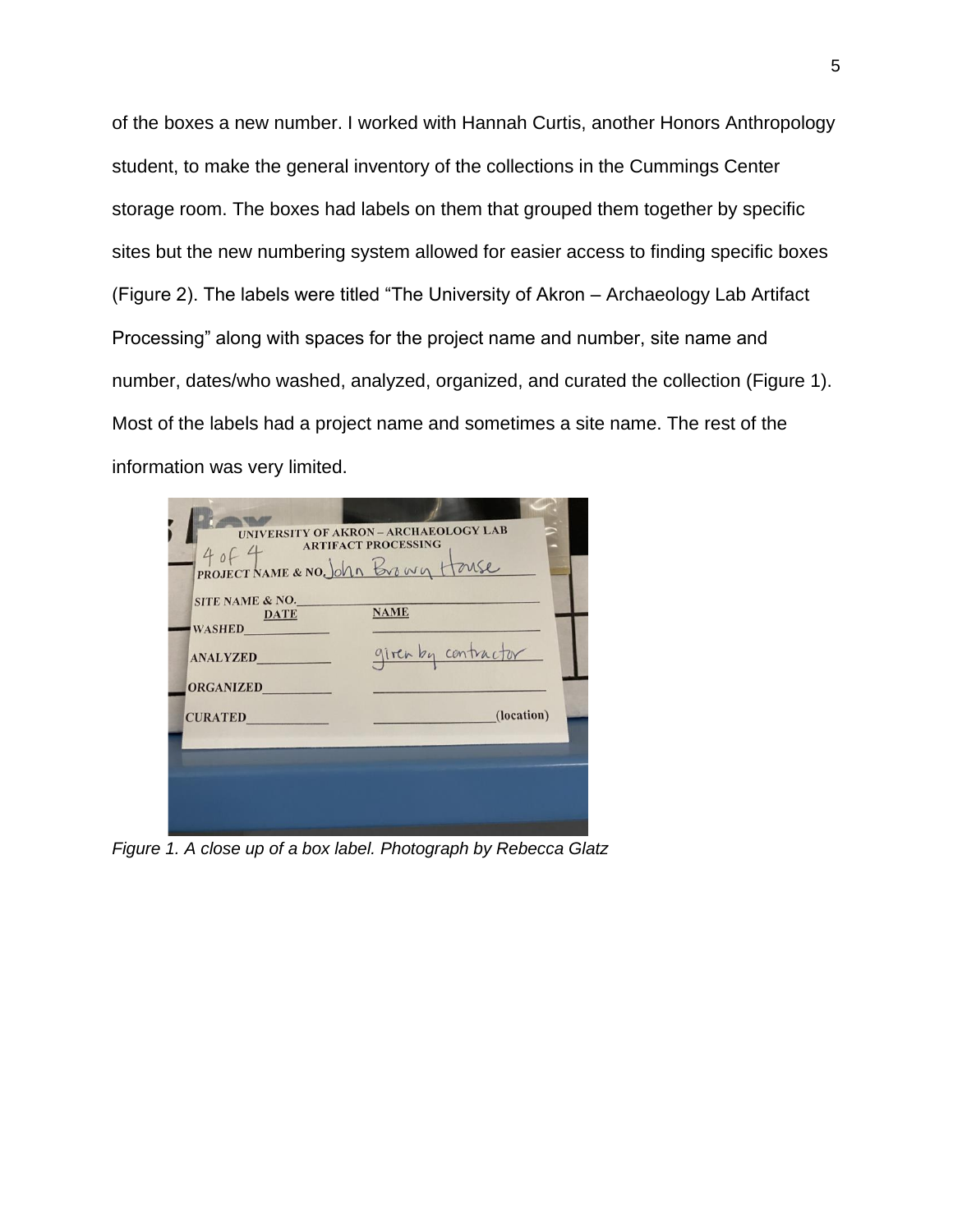of the boxes a new number. I worked with Hannah Curtis, another Honors Anthropology student, to make the general inventory of the collections in the Cummings Center storage room. The boxes had labels on them that grouped them together by specific sites but the new numbering system allowed for easier access to finding specific boxes (Figure 2). The labels were titled "The University of Akron – Archaeology Lab Artifact Processing" along with spaces for the project name and number, site name and number, dates/who washed, analyzed, organized, and curated the collection (Figure 1). Most of the labels had a project name and sometimes a site name. The rest of the information was very limited.

*Figure 1. A close up of a box label. Photograph by Rebecca Glatz*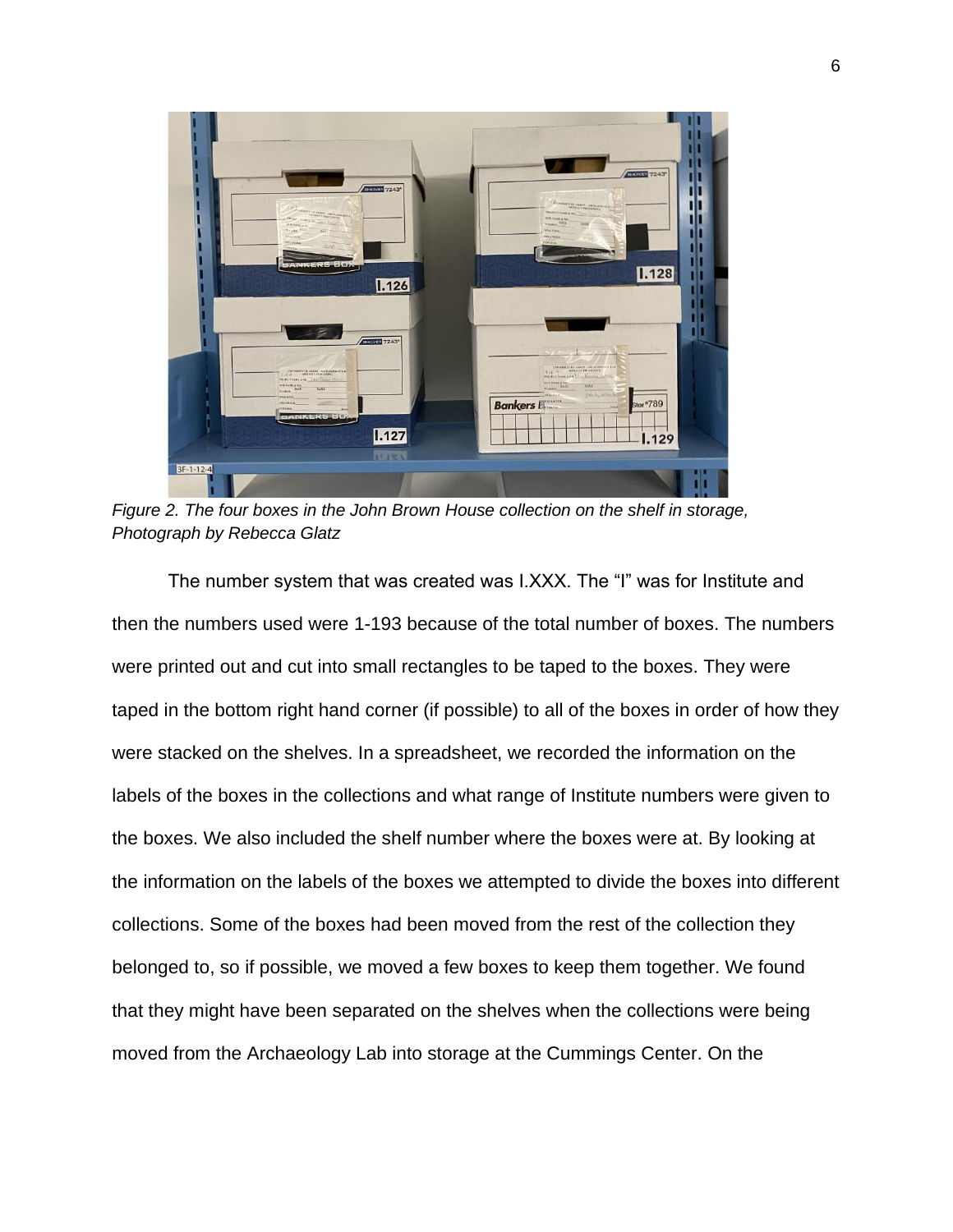*Figure 2. The four boxes in the John Brown House collection on the shelf in storage, Photograph by Rebecca Glatz*

The number system that was created was I.XXX. The "I" was for Institute and then the numbers used were 1-193 because of the total number of boxes. The numbers were printed out and cut into small rectangles to be taped to the boxes. They were taped in the bottom right hand corner (if possible) to all of the boxes in order of how they were stacked on the shelves. In a spreadsheet, we recorded the information on the labels of the boxes in the collections and what range of Institute numbers were given to the boxes. We also included the shelf number where the boxes were at. By looking at the information on the labels of the boxes we attempted to divide the boxes into different collections. Some of the boxes had been moved from the rest of the collection they belonged to, so if possible, we moved a few boxes to keep them together. We found that they might have been separated on the shelves when the collections were being moved from the Archaeology Lab into storage at the Cummings Center. On the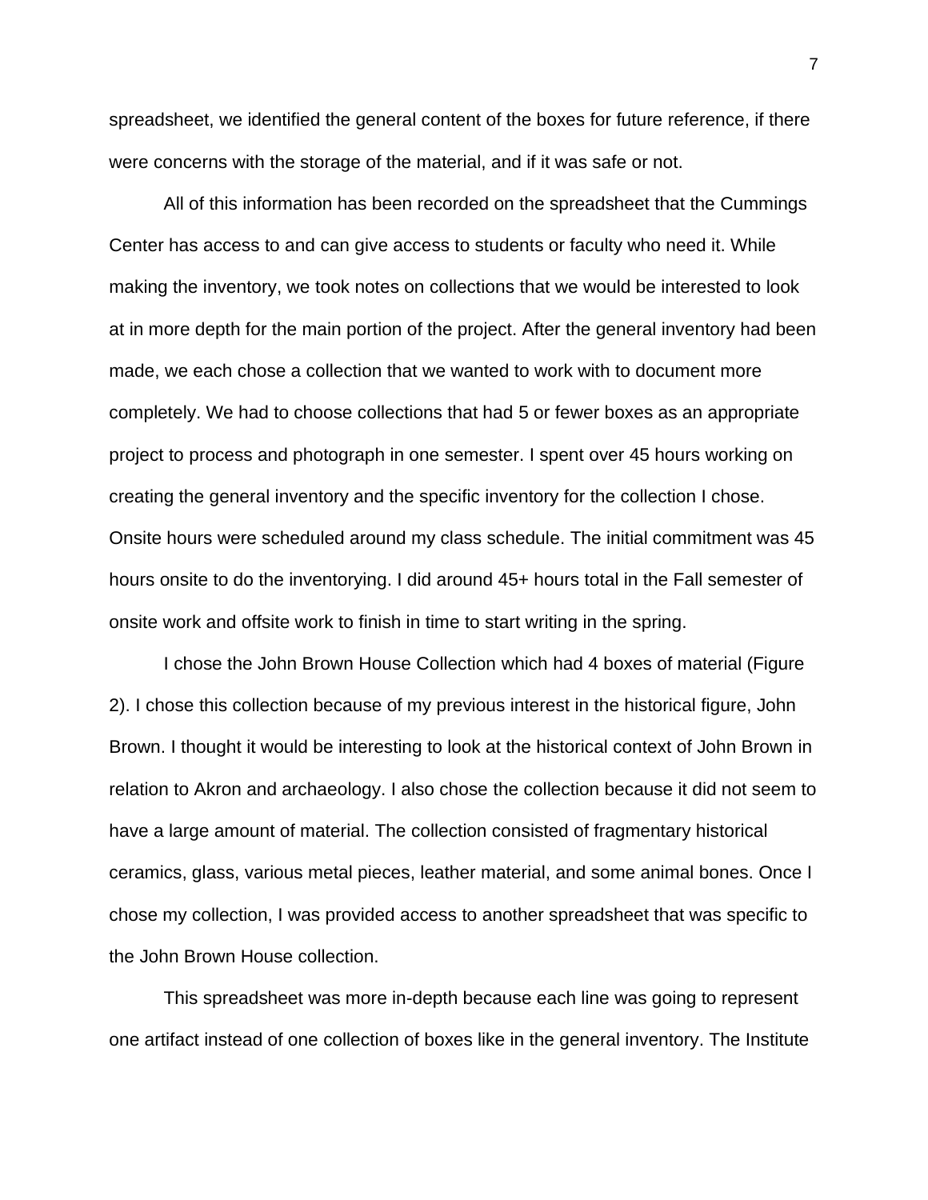spreadsheet, we identified the general content of the boxes for future reference, if there were concerns with the storage of the material, and if it was safe or not.

All of this information has been recorded on the spreadsheet that the Cummings Center has access to and can give access to students or faculty who need it. While making the inventory, we took notes on collections that we would be interested to look at in more depth for the main portion of the project. After the general inventory had been made, we each chose a collection that we wanted to work with to document more completely. We had to choose collections that had 5 or fewer boxes as an appropriate project to process and photograph in one semester. I spent over 45 hours working on creating the general inventory and the specific inventory for the collection I chose. Onsite hours were scheduled around my class schedule. The initial commitment was 45 hours onsite to do the inventorying. I did around 45+ hours total in the Fall semester of onsite work and offsite work to finish in time to start writing in the spring.

I chose the John Brown House Collection which had 4 boxes of material (Figure 2). I chose this collection because of my previous interest in the historical figure, John Brown. I thought it would be interesting to look at the historical context of John Brown in relation to Akron and archaeology. I also chose the collection because it did not seem to have a large amount of material. The collection consisted of fragmentary historical ceramics, glass, various metal pieces, leather material, and some animal bones. Once I chose my collection, I was provided access to another spreadsheet that was specific to the John Brown House collection.

This spreadsheet was more in-depth because each line was going to represent one artifact instead of one collection of boxes like in the general inventory. The Institute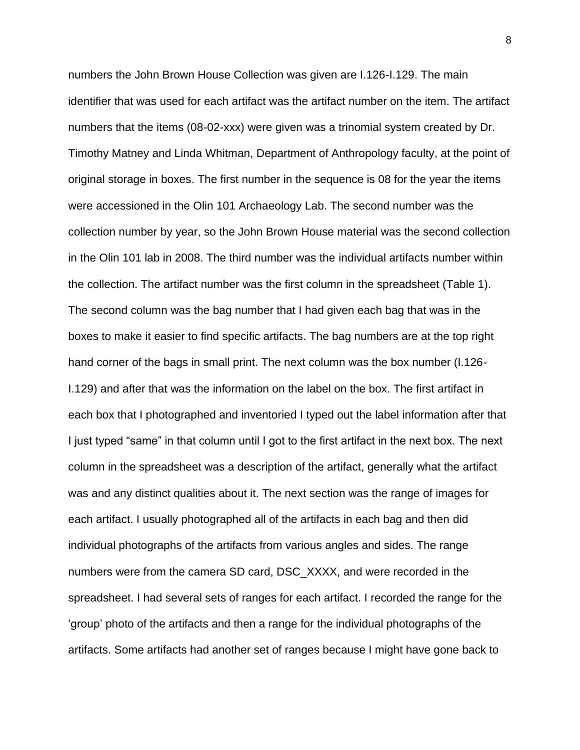numbers the John Brown House Collection was given are I.126-I.129. The main identifier that was used for each artifact was the artifact number on the item. The artifact numbers that the items (08-02-xxx) were given was a trinomial system created by Dr. Timothy Matney and Linda Whitman, Department of Anthropology faculty, at the point of original storage in boxes. The first number in the sequence is 08 for the year the items were accessioned in the Olin 101 Archaeology Lab. The second number was the collection number by year, so the John Brown House material was the second collection in the Olin 101 lab in 2008. The third number was the individual artifacts number within the collection. The artifact number was the first column in the spreadsheet (Table 1). The second column was the bag number that I had given each bag that was in the boxes to make it easier to find specific artifacts. The bag numbers are at the top right hand corner of the bags in small print. The next column was the box number (I.126-I.129) and after that was the information on the label on the box. The first artifact in each box that I photographed and inventoried I typed out the label information after that I just typed "same" in that column until I got to the first artifact in the next box. The next column in the spreadsheet was a description of the artifact, generally what the artifact was and any distinct qualities about it. The next section was the range of images for each artifact. I usually photographed all of the artifacts in each bag and then did individual photographs of the artifacts from various angles and sides. The range numbers were from the camera SD card, DSC_XXXX, and were recorded in the spreadsheet. I had several sets of ranges for each artifact. I recorded the range for the 'group' photo of the artifacts and then a range for the individual photographs of the artifacts. Some artifacts had another set of ranges because I might have gone back to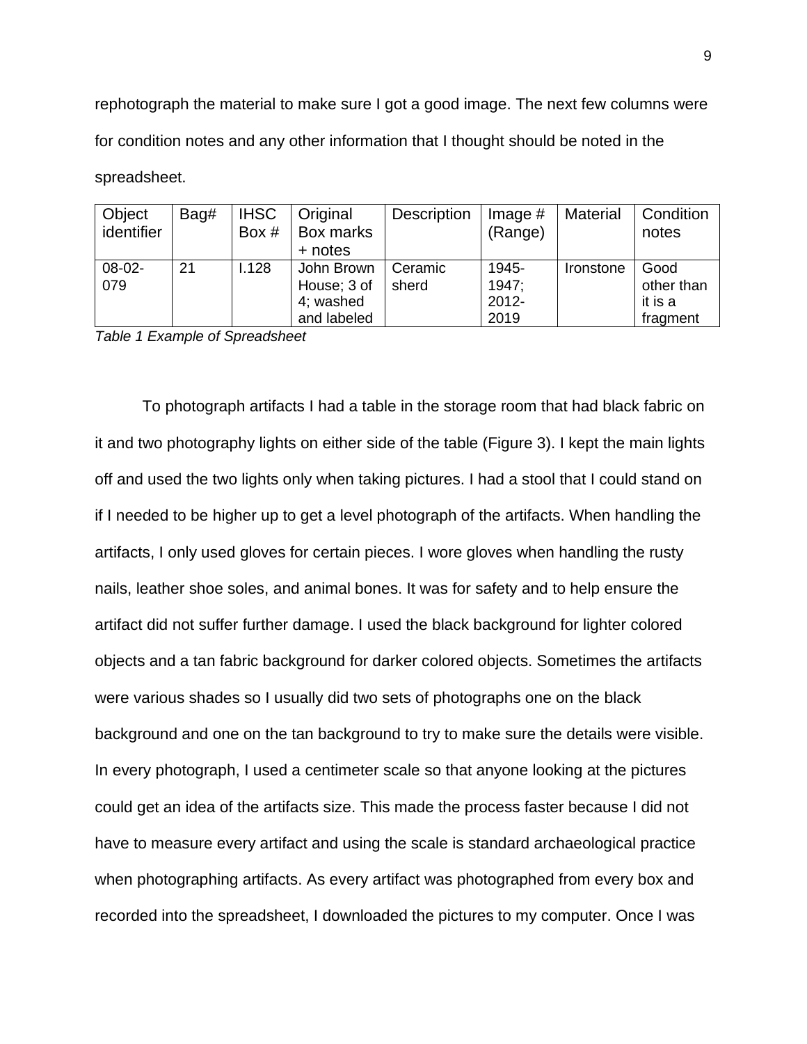rephotograph the material to make sure I got a good image. The next few columns were for condition notes and any other information that I thought should be noted in the spreadsheet.

| Object identifier | Bag# | IHSC Box # | Original Box marks + notes | Description | Image # (Range) | Material | Condition notes |
|---|---|---|---|---|---|---|---|
| 08-02-079 | 21 | I.128 | John Brown House; 3 of 4; washed and labeled | Ceramic sherd | 1945-1947; 2012-2019 | Ironstone | Good other than it is a fragment |

*Table 1 Example of Spreadsheet*

To photograph artifacts I had a table in the storage room that had black fabric on it and two photography lights on either side of the table (Figure 3). I kept the main lights off and used the two lights only when taking pictures. I had a stool that I could stand on if I needed to be higher up to get a level photograph of the artifacts. When handling the artifacts, I only used gloves for certain pieces. I wore gloves when handling the rusty nails, leather shoe soles, and animal bones. It was for safety and to help ensure the artifact did not suffer further damage. I used the black background for lighter colored objects and a tan fabric background for darker colored objects. Sometimes the artifacts were various shades so I usually did two sets of photographs one on the black background and one on the tan background to try to make sure the details were visible. In every photograph, I used a centimeter scale so that anyone looking at the pictures could get an idea of the artifacts size. This made the process faster because I did not have to measure every artifact and using the scale is standard archaeological practice when photographing artifacts. As every artifact was photographed from every box and recorded into the spreadsheet, I downloaded the pictures to my computer. Once I was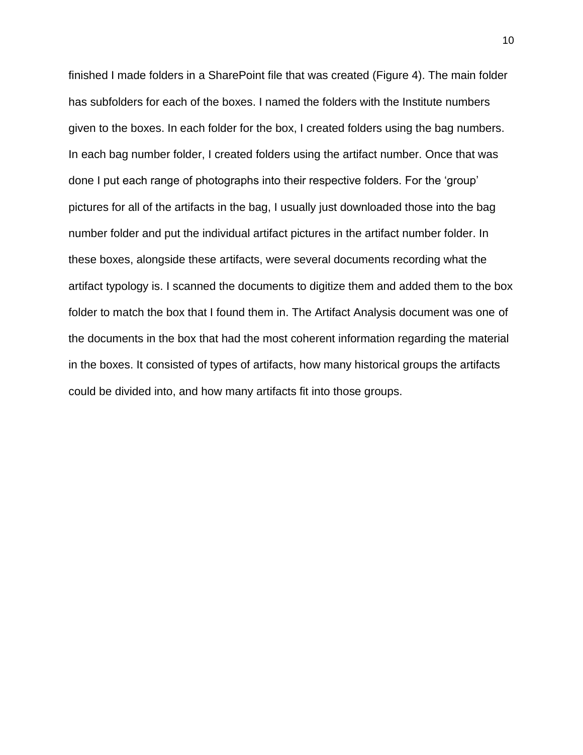finished I made folders in a SharePoint file that was created (Figure 4). The main folder has subfolders for each of the boxes. I named the folders with the Institute numbers given to the boxes. In each folder for the box, I created folders using the bag numbers. In each bag number folder, I created folders using the artifact number. Once that was done I put each range of photographs into their respective folders. For the 'group' pictures for all of the artifacts in the bag, I usually just downloaded those into the bag number folder and put the individual artifact pictures in the artifact number folder. In these boxes, alongside these artifacts, were several documents recording what the artifact typology is. I scanned the documents to digitize them and added them to the box folder to match the box that I found them in. The Artifact Analysis document was one of the documents in the box that had the most coherent information regarding the material in the boxes. It consisted of types of artifacts, how many historical groups the artifacts could be divided into, and how many artifacts fit into those groups.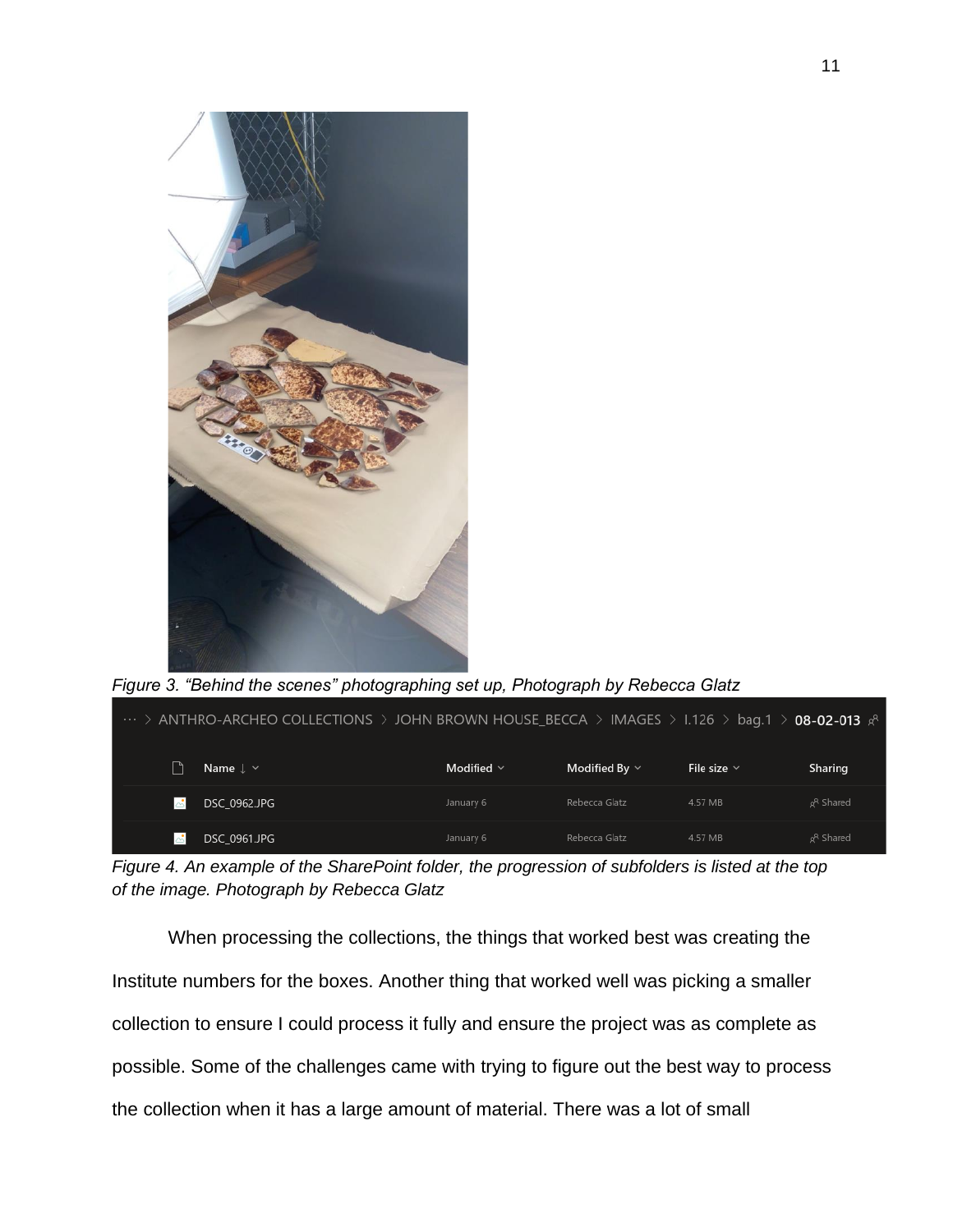*Figure 3. "Behind the scenes" photographing set up, Photograph by Rebecca Glatz*

*Figure 4. An example of the SharePoint folder, the progression of subfolders is listed at the top of the image. Photograph by Rebecca Glatz*

When processing the collections, the things that worked best was creating the Institute numbers for the boxes. Another thing that worked well was picking a smaller collection to ensure I could process it fully and ensure the project was as complete as possible. Some of the challenges came with trying to figure out the best way to process the collection when it has a large amount of material. There was a lot of small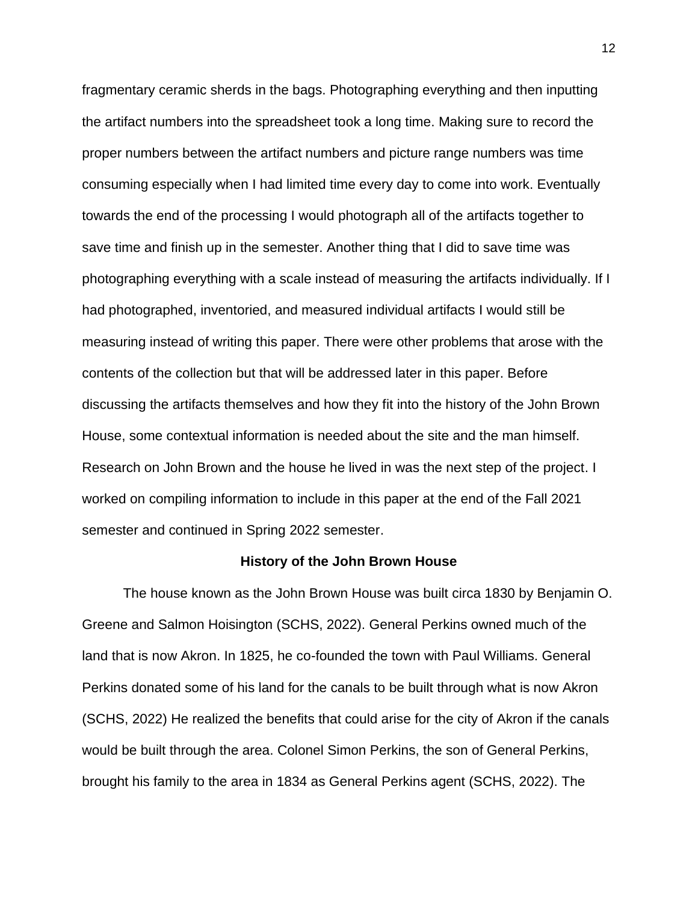fragmentary ceramic sherds in the bags. Photographing everything and then inputting the artifact numbers into the spreadsheet took a long time. Making sure to record the proper numbers between the artifact numbers and picture range numbers was time consuming especially when I had limited time every day to come into work. Eventually towards the end of the processing I would photograph all of the artifacts together to save time and finish up in the semester. Another thing that I did to save time was photographing everything with a scale instead of measuring the artifacts individually. If I had photographed, inventoried, and measured individual artifacts I would still be measuring instead of writing this paper. There were other problems that arose with the contents of the collection but that will be addressed later in this paper. Before discussing the artifacts themselves and how they fit into the history of the John Brown House, some contextual information is needed about the site and the man himself. Research on John Brown and the house he lived in was the next step of the project. I worked on compiling information to include in this paper at the end of the Fall 2021 semester and continued in Spring 2022 semester.

## History of the John Brown House

The house known as the John Brown House was built circa 1830 by Benjamin O. Greene and Salmon Hoisington (SCHS, 2022). General Perkins owned much of the land that is now Akron. In 1825, he co-founded the town with Paul Williams. General Perkins donated some of his land for the canals to be built through what is now Akron (SCHS, 2022) He realized the benefits that could arise for the city of Akron if the canals would be built through the area. Colonel Simon Perkins, the son of General Perkins, brought his family to the area in 1834 as General Perkins agent (SCHS, 2022). The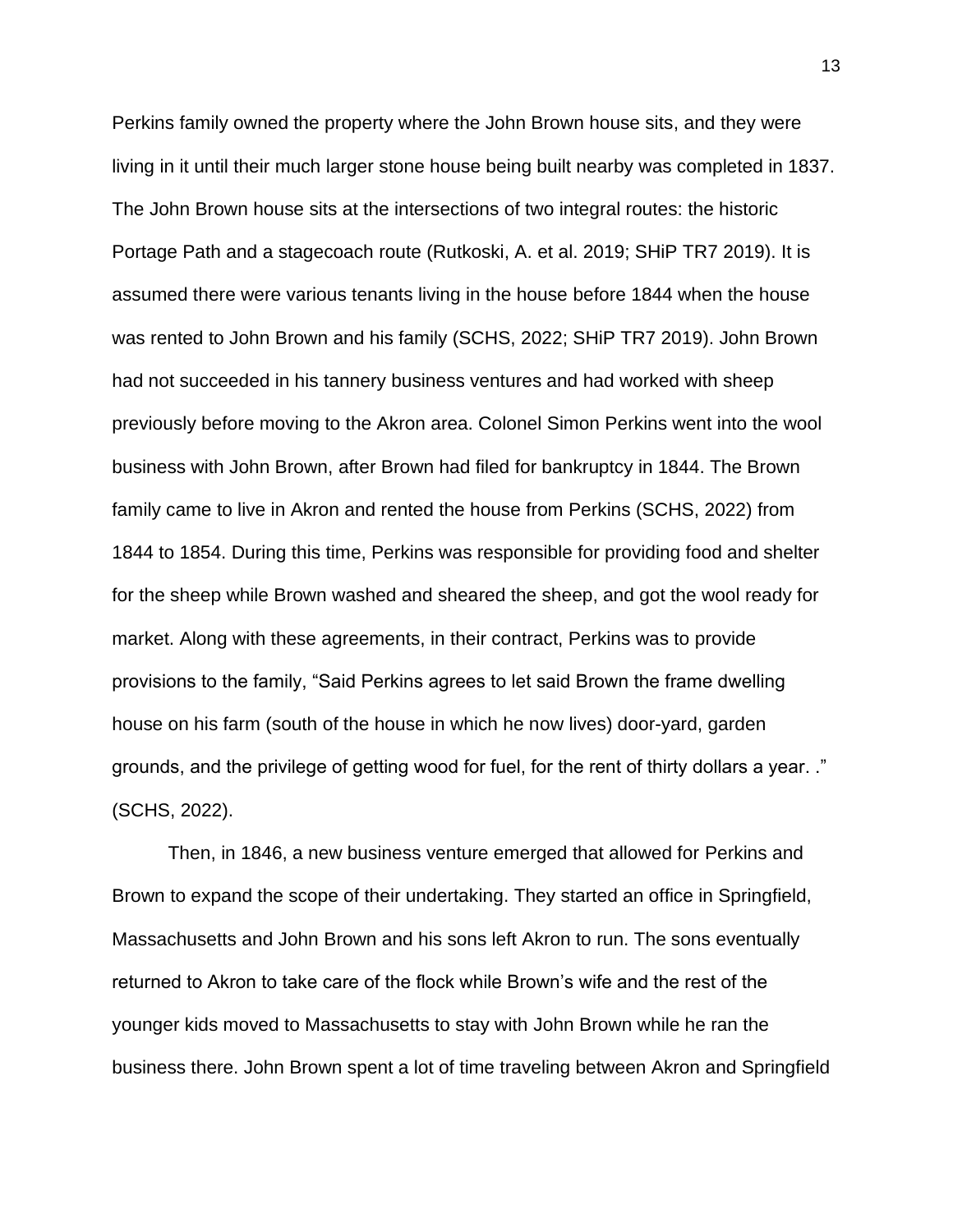Perkins family owned the property where the John Brown house sits, and they were living in it until their much larger stone house being built nearby was completed in 1837. The John Brown house sits at the intersections of two integral routes: the historic Portage Path and a stagecoach route (Rutkoski, A. et al. 2019; SHiP TR7 2019). It is assumed there were various tenants living in the house before 1844 when the house was rented to John Brown and his family (SCHS, 2022; SHiP TR7 2019). John Brown had not succeeded in his tannery business ventures and had worked with sheep previously before moving to the Akron area. Colonel Simon Perkins went into the wool business with John Brown, after Brown had filed for bankruptcy in 1844. The Brown family came to live in Akron and rented the house from Perkins (SCHS, 2022) from 1844 to 1854. During this time, Perkins was responsible for providing food and shelter for the sheep while Brown washed and sheared the sheep, and got the wool ready for market. Along with these agreements, in their contract, Perkins was to provide provisions to the family, "Said Perkins agrees to let said Brown the frame dwelling house on his farm (south of the house in which he now lives) door-yard, garden grounds, and the privilege of getting wood for fuel, for the rent of thirty dollars a year. ." (SCHS, 2022).

Then, in 1846, a new business venture emerged that allowed for Perkins and Brown to expand the scope of their undertaking. They started an office in Springfield, Massachusetts and John Brown and his sons left Akron to run. The sons eventually returned to Akron to take care of the flock while Brown's wife and the rest of the younger kids moved to Massachusetts to stay with John Brown while he ran the business there. John Brown spent a lot of time traveling between Akron and Springfield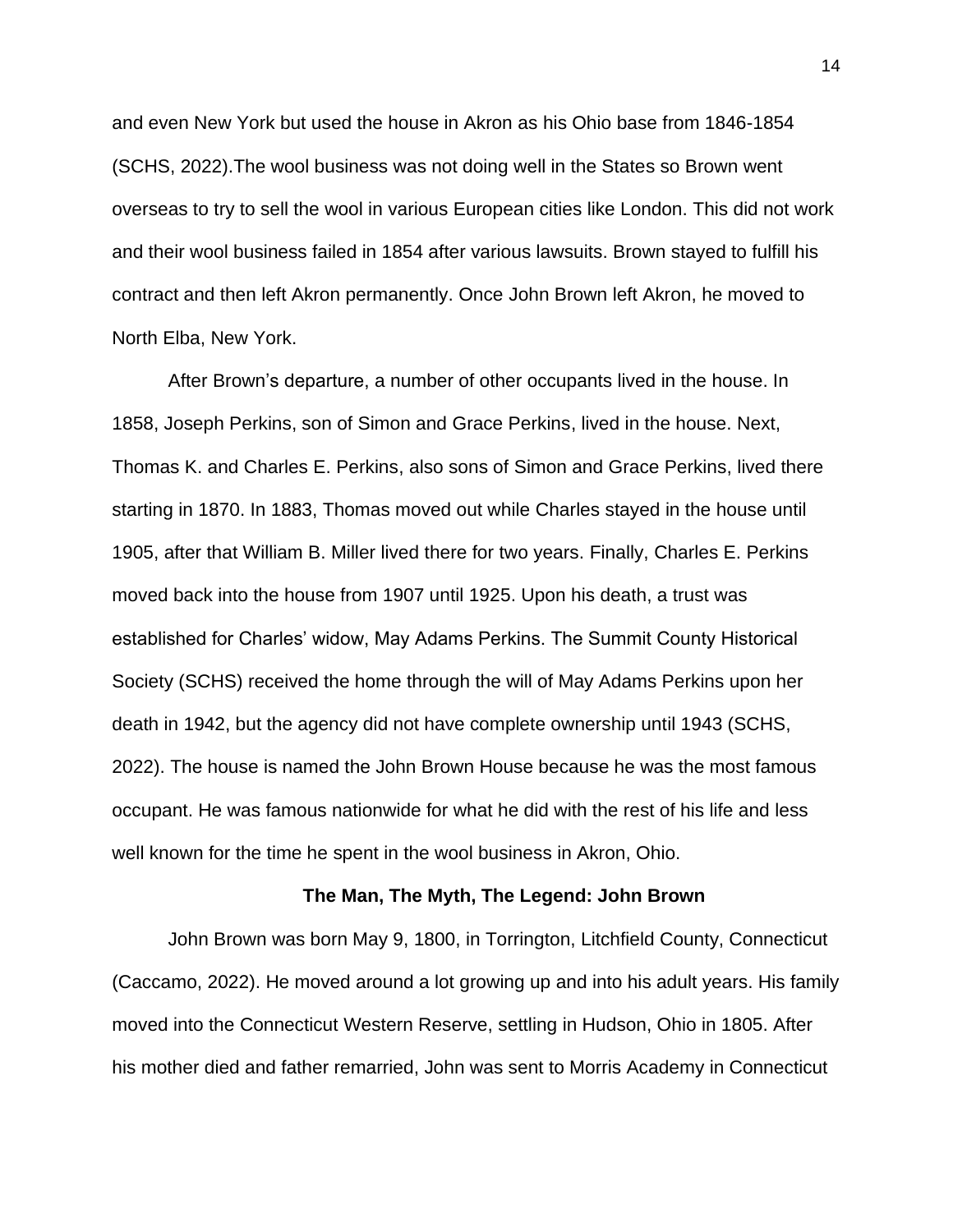and even New York but used the house in Akron as his Ohio base from 1846-1854 (SCHS, 2022).The wool business was not doing well in the States so Brown went overseas to try to sell the wool in various European cities like London. This did not work and their wool business failed in 1854 after various lawsuits. Brown stayed to fulfill his contract and then left Akron permanently. Once John Brown left Akron, he moved to North Elba, New York.

After Brown's departure, a number of other occupants lived in the house. In 1858, Joseph Perkins, son of Simon and Grace Perkins, lived in the house. Next, Thomas K. and Charles E. Perkins, also sons of Simon and Grace Perkins, lived there starting in 1870. In 1883, Thomas moved out while Charles stayed in the house until 1905, after that William B. Miller lived there for two years. Finally, Charles E. Perkins moved back into the house from 1907 until 1925. Upon his death, a trust was established for Charles' widow, May Adams Perkins. The Summit County Historical Society (SCHS) received the home through the will of May Adams Perkins upon her death in 1942, but the agency did not have complete ownership until 1943 (SCHS, 2022). The house is named the John Brown House because he was the most famous occupant. He was famous nationwide for what he did with the rest of his life and less well known for the time he spent in the wool business in Akron, Ohio.

## The Man, The Myth, The Legend: John Brown

John Brown was born May 9, 1800, in Torrington, Litchfield County, Connecticut (Caccamo, 2022). He moved around a lot growing up and into his adult years. His family moved into the Connecticut Western Reserve, settling in Hudson, Ohio in 1805. After his mother died and father remarried, John was sent to Morris Academy in Connecticut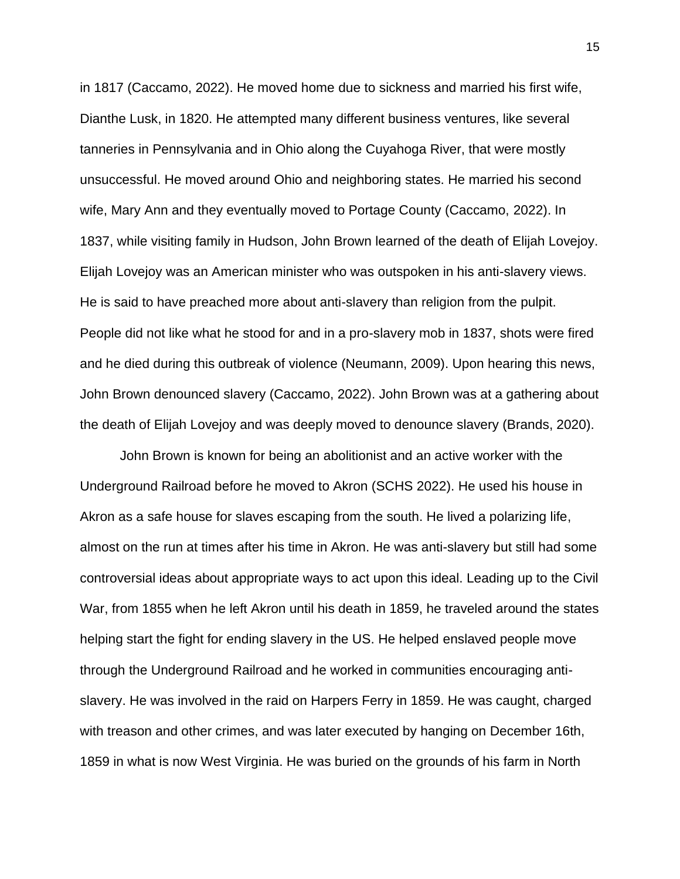in 1817 (Caccamo, 2022). He moved home due to sickness and married his first wife, Dianthe Lusk, in 1820. He attempted many different business ventures, like several tanneries in Pennsylvania and in Ohio along the Cuyahoga River, that were mostly unsuccessful. He moved around Ohio and neighboring states. He married his second wife, Mary Ann and they eventually moved to Portage County (Caccamo, 2022). In 1837, while visiting family in Hudson, John Brown learned of the death of Elijah Lovejoy. Elijah Lovejoy was an American minister who was outspoken in his anti-slavery views. He is said to have preached more about anti-slavery than religion from the pulpit. People did not like what he stood for and in a pro-slavery mob in 1837, shots were fired and he died during this outbreak of violence (Neumann, 2009). Upon hearing this news, John Brown denounced slavery (Caccamo, 2022). John Brown was at a gathering about the death of Elijah Lovejoy and was deeply moved to denounce slavery (Brands, 2020).

John Brown is known for being an abolitionist and an active worker with the Underground Railroad before he moved to Akron (SCHS 2022). He used his house in Akron as a safe house for slaves escaping from the south. He lived a polarizing life, almost on the run at times after his time in Akron. He was anti-slavery but still had some controversial ideas about appropriate ways to act upon this ideal. Leading up to the Civil War, from 1855 when he left Akron until his death in 1859, he traveled around the states helping start the fight for ending slavery in the US. He helped enslaved people move through the Underground Railroad and he worked in communities encouraging anti-slavery. He was involved in the raid on Harpers Ferry in 1859. He was caught, charged with treason and other crimes, and was later executed by hanging on December 16th, 1859 in what is now West Virginia. He was buried on the grounds of his farm in North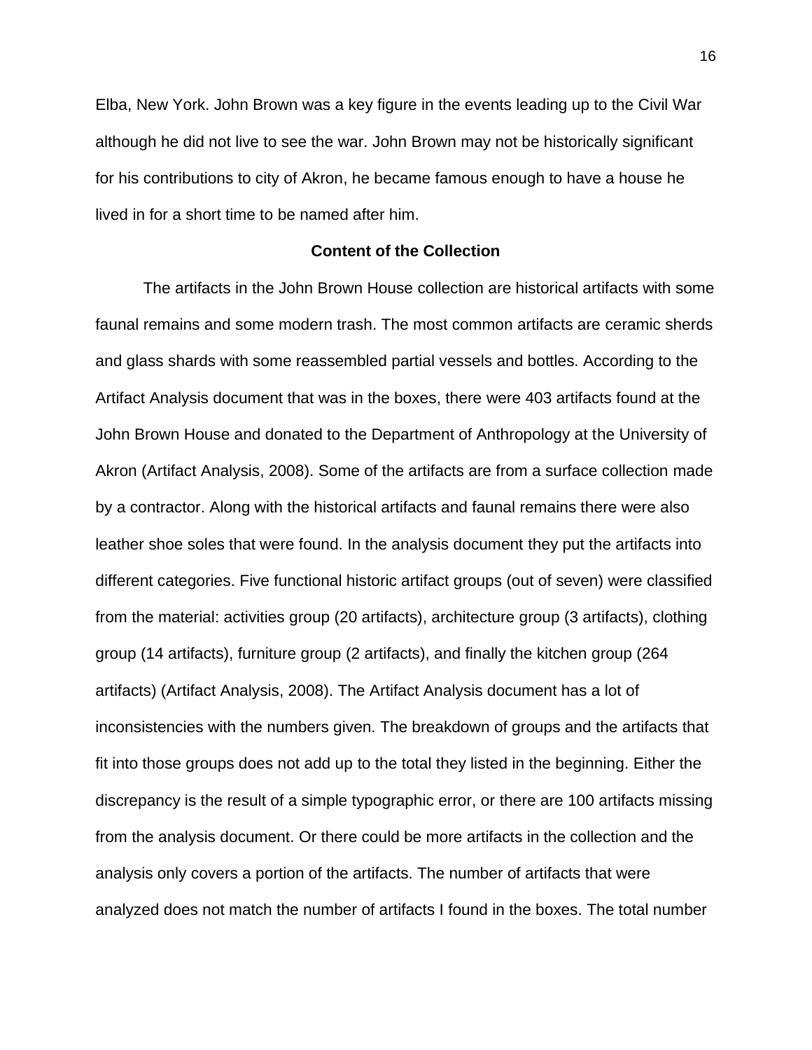Elba, New York. John Brown was a key figure in the events leading up to the Civil War although he did not live to see the war. John Brown may not be historically significant for his contributions to city of Akron, he became famous enough to have a house he lived in for a short time to be named after him.

## Content of the Collection

The artifacts in the John Brown House collection are historical artifacts with some faunal remains and some modern trash. The most common artifacts are ceramic sherds and glass shards with some reassembled partial vessels and bottles. According to the Artifact Analysis document that was in the boxes, there were 403 artifacts found at the John Brown House and donated to the Department of Anthropology at the University of Akron (Artifact Analysis, 2008). Some of the artifacts are from a surface collection made by a contractor. Along with the historical artifacts and faunal remains there were also leather shoe soles that were found. In the analysis document they put the artifacts into different categories. Five functional historic artifact groups (out of seven) were classified from the material: activities group (20 artifacts), architecture group (3 artifacts), clothing group (14 artifacts), furniture group (2 artifacts), and finally the kitchen group (264 artifacts) (Artifact Analysis, 2008). The Artifact Analysis document has a lot of inconsistencies with the numbers given. The breakdown of groups and the artifacts that fit into those groups does not add up to the total they listed in the beginning. Either the discrepancy is the result of a simple typographic error, or there are 100 artifacts missing from the analysis document. Or there could be more artifacts in the collection and the analysis only covers a portion of the artifacts. The number of artifacts that were analyzed does not match the number of artifacts I found in the boxes. The total number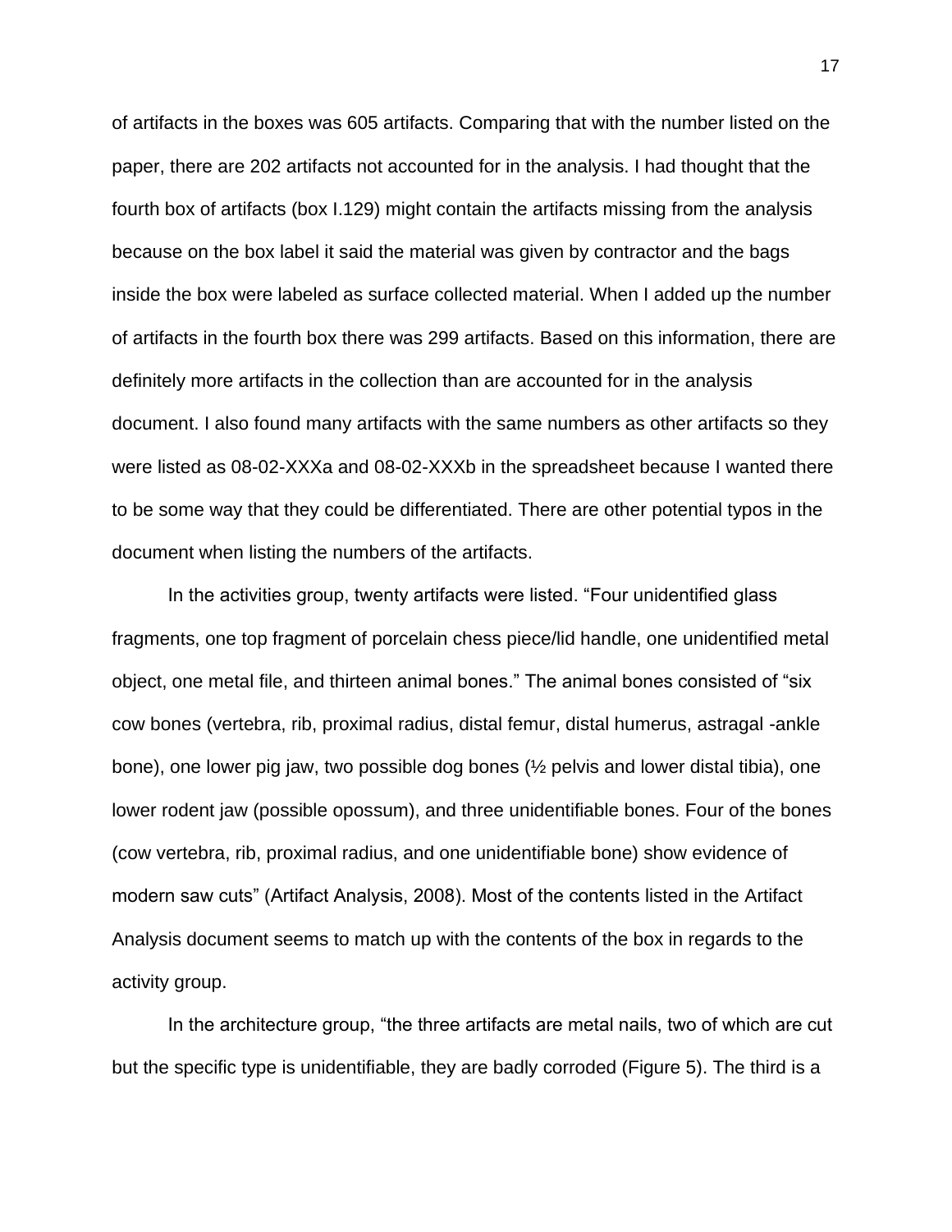of artifacts in the boxes was 605 artifacts. Comparing that with the number listed on the paper, there are 202 artifacts not accounted for in the analysis. I had thought that the fourth box of artifacts (box I.129) might contain the artifacts missing from the analysis because on the box label it said the material was given by contractor and the bags inside the box were labeled as surface collected material. When I added up the number of artifacts in the fourth box there was 299 artifacts. Based on this information, there are definitely more artifacts in the collection than are accounted for in the analysis document. I also found many artifacts with the same numbers as other artifacts so they were listed as 08-02-XXXa and 08-02-XXXb in the spreadsheet because I wanted there to be some way that they could be differentiated. There are other potential typos in the document when listing the numbers of the artifacts.

In the activities group, twenty artifacts were listed. "Four unidentified glass fragments, one top fragment of porcelain chess piece/lid handle, one unidentified metal object, one metal file, and thirteen animal bones." The animal bones consisted of "six cow bones (vertebra, rib, proximal radius, distal femur, distal humerus, astragal -ankle bone), one lower pig jaw, two possible dog bones (½ pelvis and lower distal tibia), one lower rodent jaw (possible opossum), and three unidentifiable bones. Four of the bones (cow vertebra, rib, proximal radius, and one unidentifiable bone) show evidence of modern saw cuts" (Artifact Analysis, 2008). Most of the contents listed in the Artifact Analysis document seems to match up with the contents of the box in regards to the activity group.

In the architecture group, "the three artifacts are metal nails, two of which are cut but the specific type is unidentifiable, they are badly corroded (Figure 5). The third is a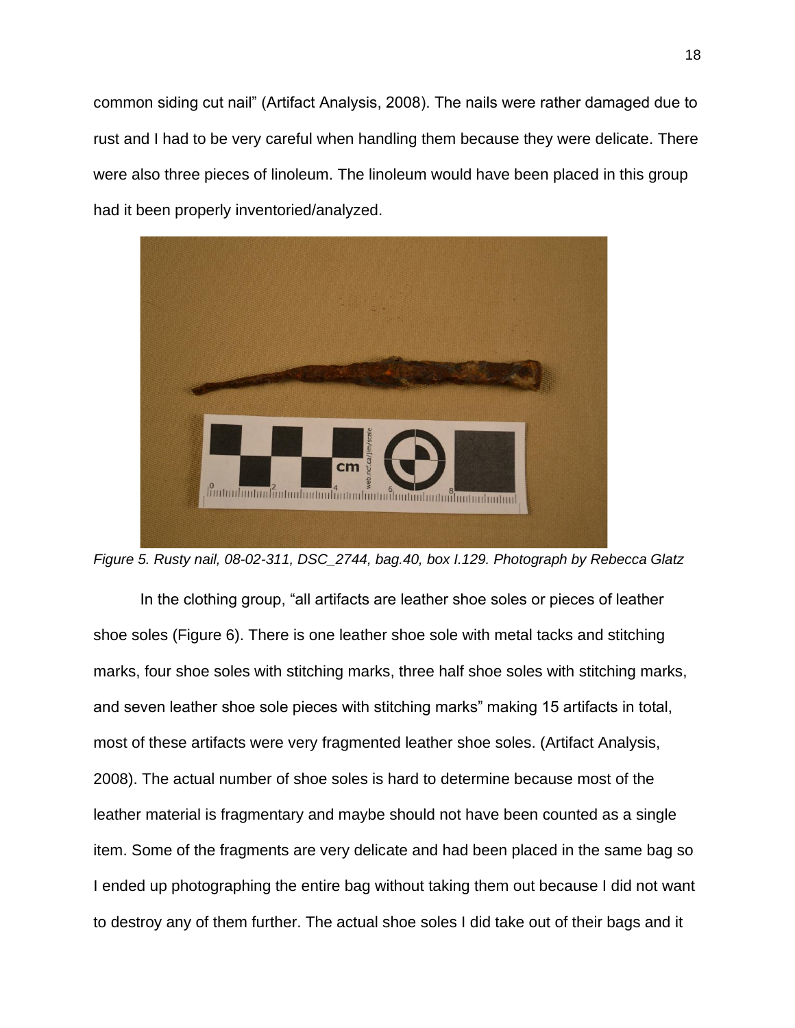common siding cut nail" (Artifact Analysis, 2008). The nails were rather damaged due to rust and I had to be very careful when handling them because they were delicate. There were also three pieces of linoleum. The linoleum would have been placed in this group had it been properly inventoried/analyzed.

*Figure 5. Rusty nail, 08-02-311, DSC_2744, bag.40, box I.129. Photograph by Rebecca Glatz*

In the clothing group, "all artifacts are leather shoe soles or pieces of leather shoe soles (Figure 6). There is one leather shoe sole with metal tacks and stitching marks, four shoe soles with stitching marks, three half shoe soles with stitching marks, and seven leather shoe sole pieces with stitching marks" making 15 artifacts in total, most of these artifacts were very fragmented leather shoe soles. (Artifact Analysis, 2008). The actual number of shoe soles is hard to determine because most of the leather material is fragmentary and maybe should not have been counted as a single item. Some of the fragments are very delicate and had been placed in the same bag so I ended up photographing the entire bag without taking them out because I did not want to destroy any of them further. The actual shoe soles I did take out of their bags and it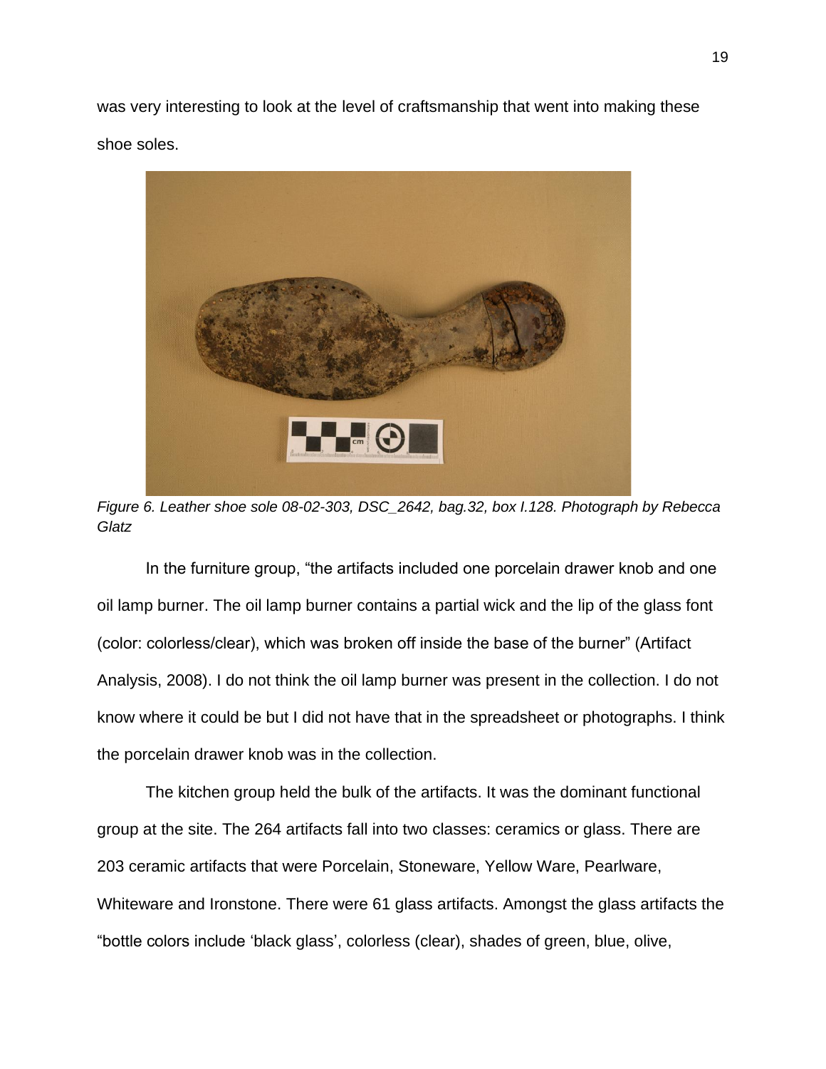was very interesting to look at the level of craftsmanship that went into making these shoe soles.

*Figure 6. Leather shoe sole 08-02-303, DSC_2642, bag.32, box I.128. Photograph by Rebecca Glatz*

In the furniture group, "the artifacts included one porcelain drawer knob and one oil lamp burner. The oil lamp burner contains a partial wick and the lip of the glass font (color: colorless/clear), which was broken off inside the base of the burner" (Artifact Analysis, 2008). I do not think the oil lamp burner was present in the collection. I do not know where it could be but I did not have that in the spreadsheet or photographs. I think the porcelain drawer knob was in the collection.

The kitchen group held the bulk of the artifacts. It was the dominant functional group at the site. The 264 artifacts fall into two classes: ceramics or glass. There are 203 ceramic artifacts that were Porcelain, Stoneware, Yellow Ware, Pearlware, Whiteware and Ironstone. There were 61 glass artifacts. Amongst the glass artifacts the "bottle colors include 'black glass', colorless (clear), shades of green, blue, olive,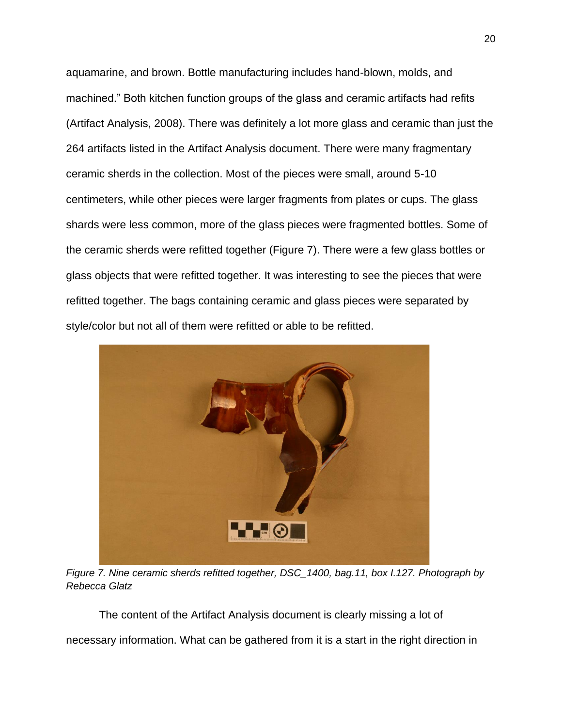aquamarine, and brown. Bottle manufacturing includes hand-blown, molds, and machined." Both kitchen function groups of the glass and ceramic artifacts had refits (Artifact Analysis, 2008). There was definitely a lot more glass and ceramic than just the 264 artifacts listed in the Artifact Analysis document. There were many fragmentary ceramic sherds in the collection. Most of the pieces were small, around 5-10 centimeters, while other pieces were larger fragments from plates or cups. The glass shards were less common, more of the glass pieces were fragmented bottles. Some of the ceramic sherds were refitted together (Figure 7). There were a few glass bottles or glass objects that were refitted together. It was interesting to see the pieces that were refitted together. The bags containing ceramic and glass pieces were separated by style/color but not all of them were refitted or able to be refitted.

*Figure 7. Nine ceramic sherds refitted together, DSC_1400, bag.11, box I.127. Photograph by Rebecca Glatz*

The content of the Artifact Analysis document is clearly missing a lot of necessary information. What can be gathered from it is a start in the right direction in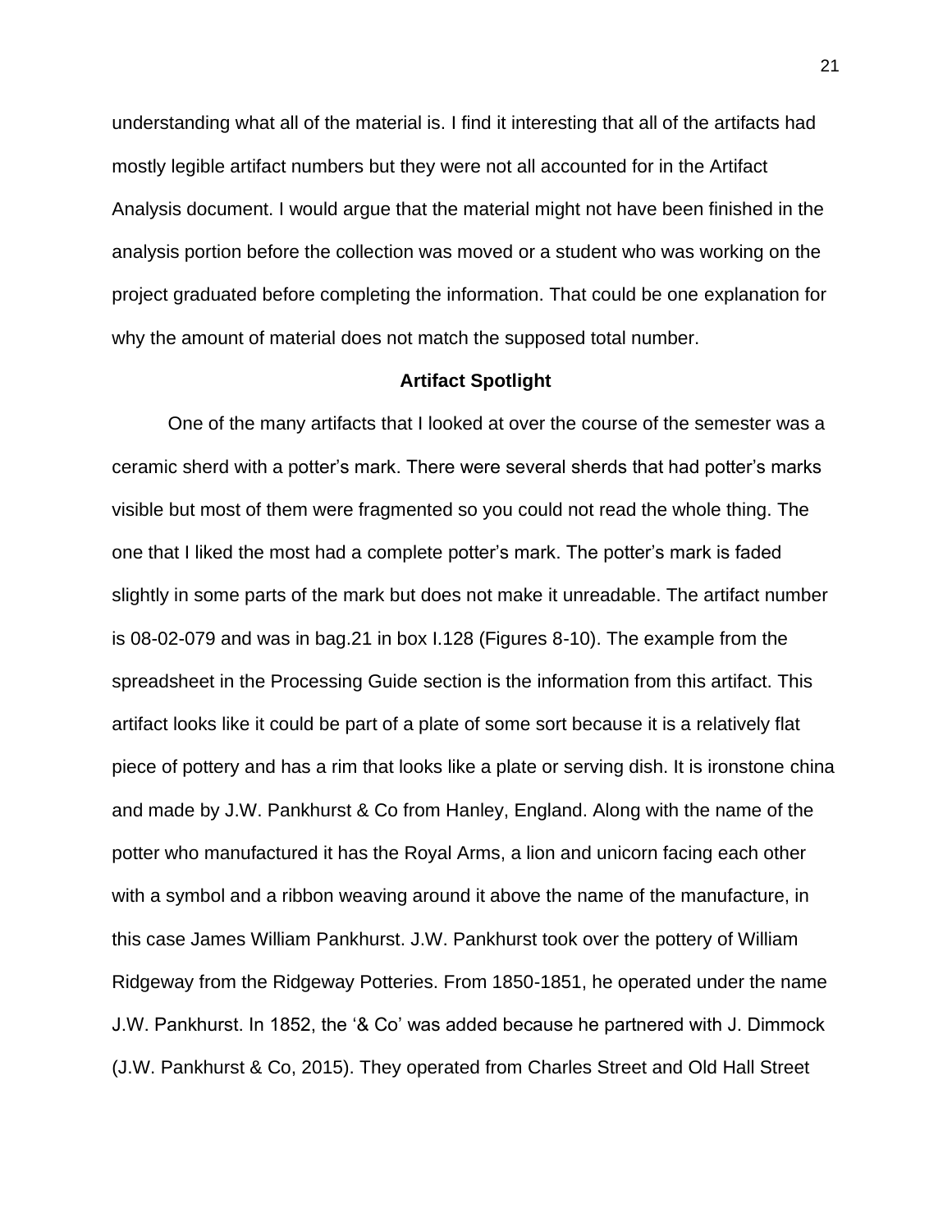understanding what all of the material is. I find it interesting that all of the artifacts had mostly legible artifact numbers but they were not all accounted for in the Artifact Analysis document. I would argue that the material might not have been finished in the analysis portion before the collection was moved or a student who was working on the project graduated before completing the information. That could be one explanation for why the amount of material does not match the supposed total number.

## Artifact Spotlight

One of the many artifacts that I looked at over the course of the semester was a ceramic sherd with a potter's mark. There were several sherds that had potter's marks visible but most of them were fragmented so you could not read the whole thing. The one that I liked the most had a complete potter's mark. The potter's mark is faded slightly in some parts of the mark but does not make it unreadable. The artifact number is 08-02-079 and was in bag.21 in box I.128 (Figures 8-10). The example from the spreadsheet in the Processing Guide section is the information from this artifact. This artifact looks like it could be part of a plate of some sort because it is a relatively flat piece of pottery and has a rim that looks like a plate or serving dish. It is ironstone china and made by J.W. Pankhurst & Co from Hanley, England. Along with the name of the potter who manufactured it has the Royal Arms, a lion and unicorn facing each other with a symbol and a ribbon weaving around it above the name of the manufacture, in this case James William Pankhurst. J.W. Pankhurst took over the pottery of William Ridgeway from the Ridgeway Potteries. From 1850-1851, he operated under the name J.W. Pankhurst. In 1852, the '& Co' was added because he partnered with J. Dimmock (J.W. Pankhurst & Co, 2015). They operated from Charles Street and Old Hall Street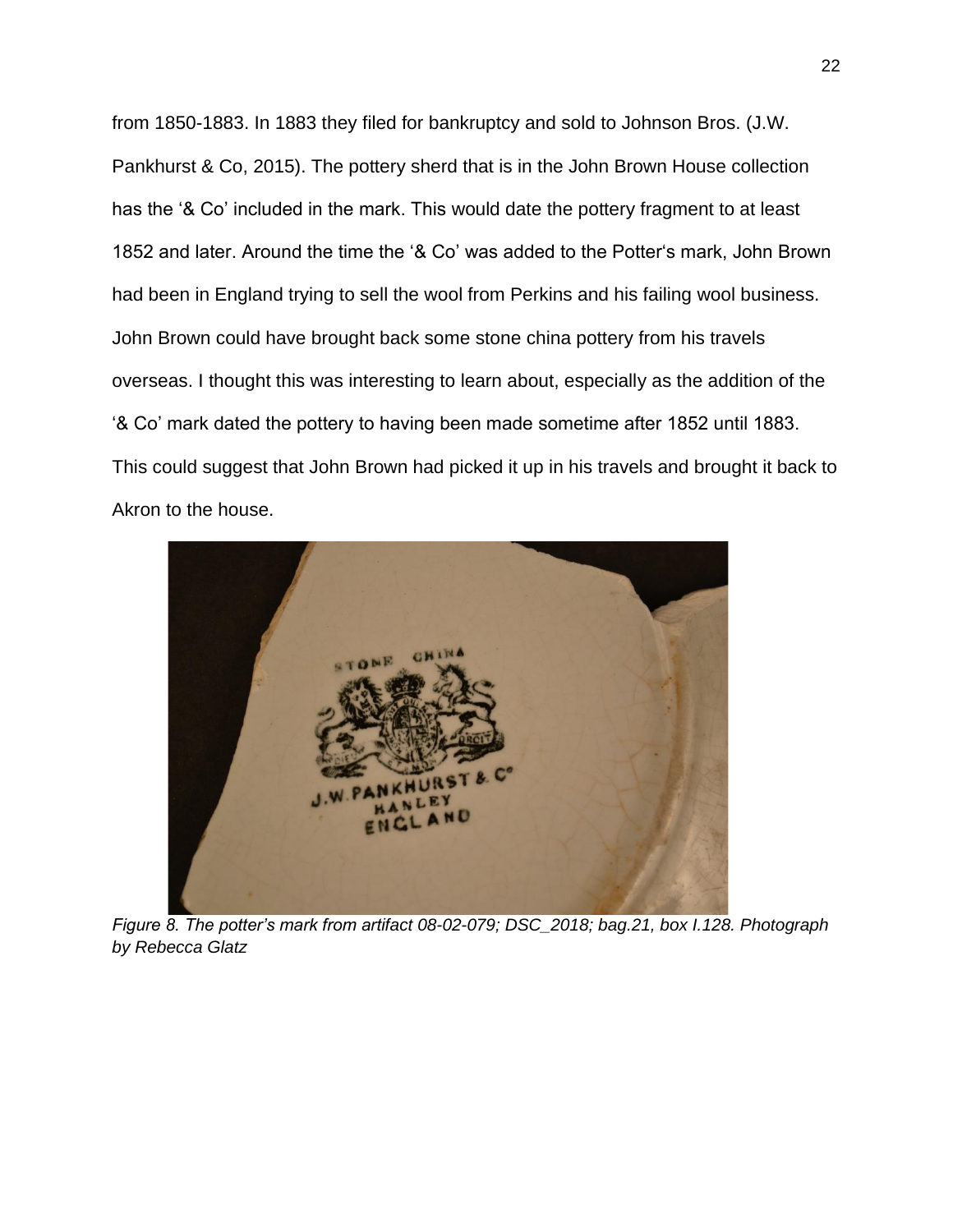from 1850-1883. In 1883 they filed for bankruptcy and sold to Johnson Bros. (J.W. Pankhurst & Co, 2015). The pottery sherd that is in the John Brown House collection has the '& Co' included in the mark. This would date the pottery fragment to at least 1852 and later. Around the time the '& Co' was added to the Potter's mark, John Brown had been in England trying to sell the wool from Perkins and his failing wool business. John Brown could have brought back some stone china pottery from his travels overseas. I thought this was interesting to learn about, especially as the addition of the '& Co' mark dated the pottery to having been made sometime after 1852 until 1883. This could suggest that John Brown had picked it up in his travels and brought it back to Akron to the house.

*Figure 8. The potter's mark from artifact 08-02-079; DSC_2018; bag.21, box I.128. Photograph by Rebecca Glatz*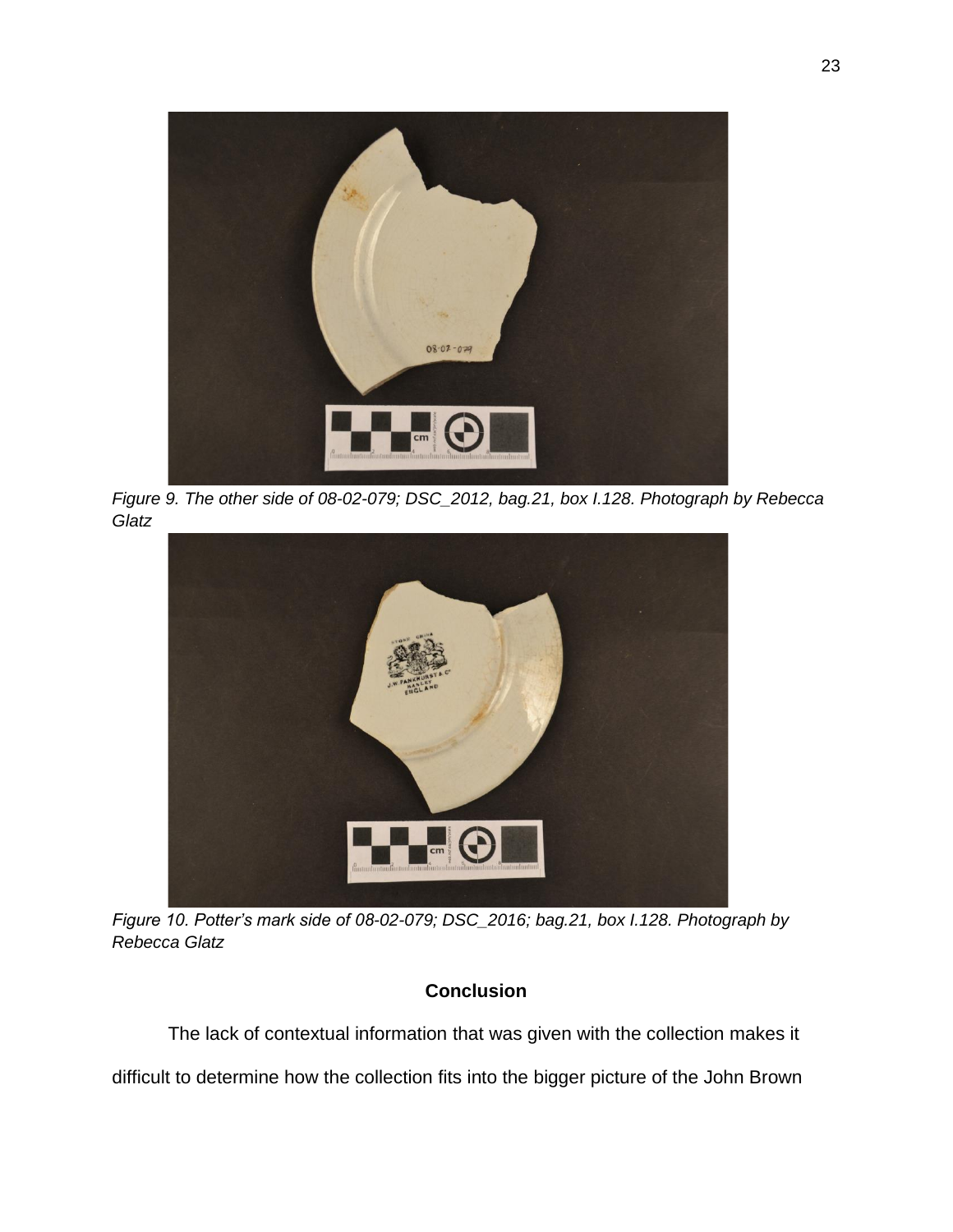*Figure 9. The other side of 08-02-079; DSC_2012, bag.21, box I.128. Photograph by Rebecca Glatz*

*Figure 10. Potter's mark side of 08-02-079; DSC_2016; bag.21, box I.128. Photograph by Rebecca Glatz*

## Conclusion

The lack of contextual information that was given with the collection makes it difficult to determine how the collection fits into the bigger picture of the John Brown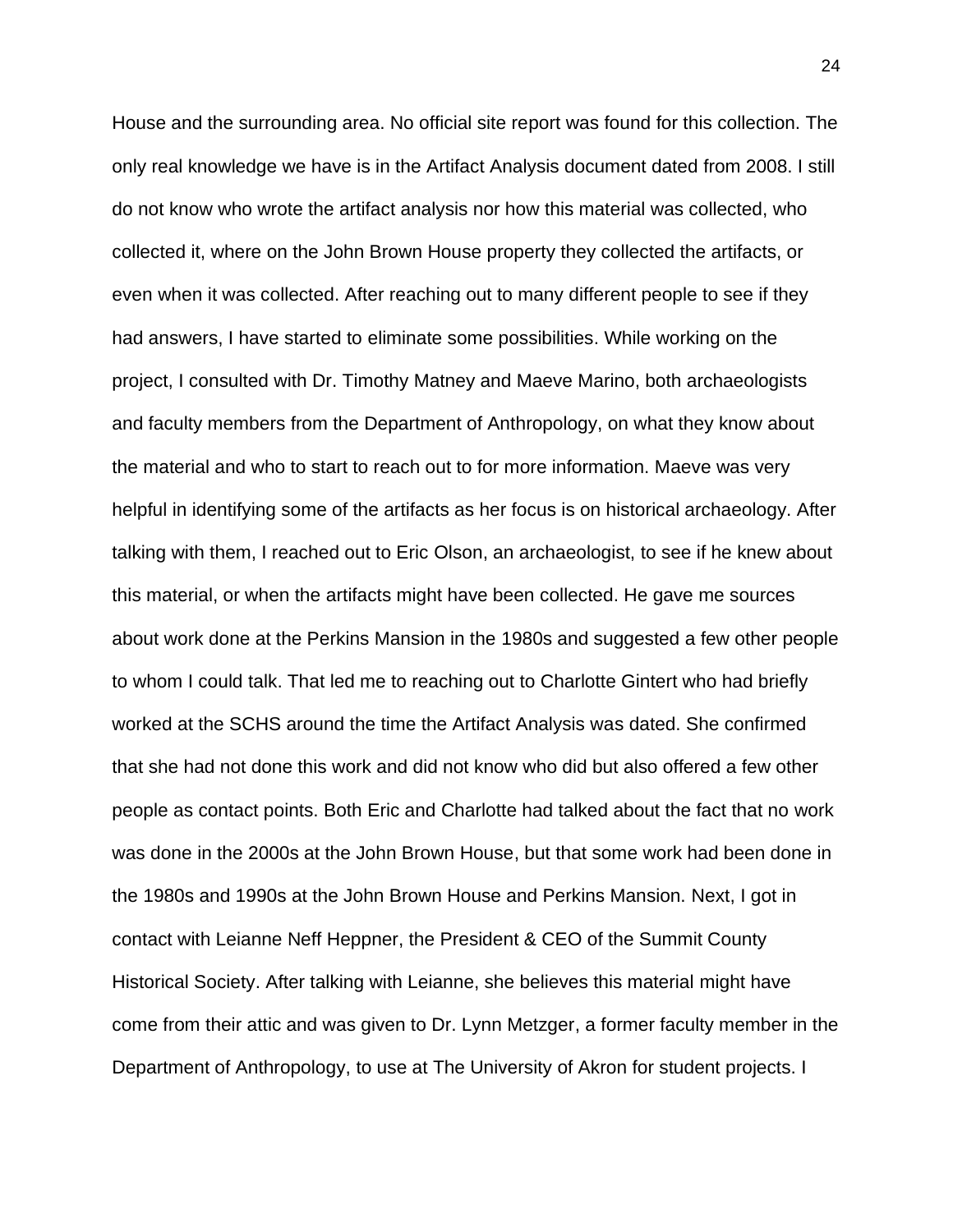House and the surrounding area. No official site report was found for this collection. The only real knowledge we have is in the Artifact Analysis document dated from 2008. I still do not know who wrote the artifact analysis nor how this material was collected, who collected it, where on the John Brown House property they collected the artifacts, or even when it was collected. After reaching out to many different people to see if they had answers, I have started to eliminate some possibilities. While working on the project, I consulted with Dr. Timothy Matney and Maeve Marino, both archaeologists and faculty members from the Department of Anthropology, on what they know about the material and who to start to reach out to for more information. Maeve was very helpful in identifying some of the artifacts as her focus is on historical archaeology. After talking with them, I reached out to Eric Olson, an archaeologist, to see if he knew about this material, or when the artifacts might have been collected. He gave me sources about work done at the Perkins Mansion in the 1980s and suggested a few other people to whom I could talk. That led me to reaching out to Charlotte Gintert who had briefly worked at the SCHS around the time the Artifact Analysis was dated. She confirmed that she had not done this work and did not know who did but also offered a few other people as contact points. Both Eric and Charlotte had talked about the fact that no work was done in the 2000s at the John Brown House, but that some work had been done in the 1980s and 1990s at the John Brown House and Perkins Mansion. Next, I got in contact with Leianne Neff Heppner, the President & CEO of the Summit County Historical Society. After talking with Leianne, she believes this material might have come from their attic and was given to Dr. Lynn Metzger, a former faculty member in the Department of Anthropology, to use at The University of Akron for student projects. I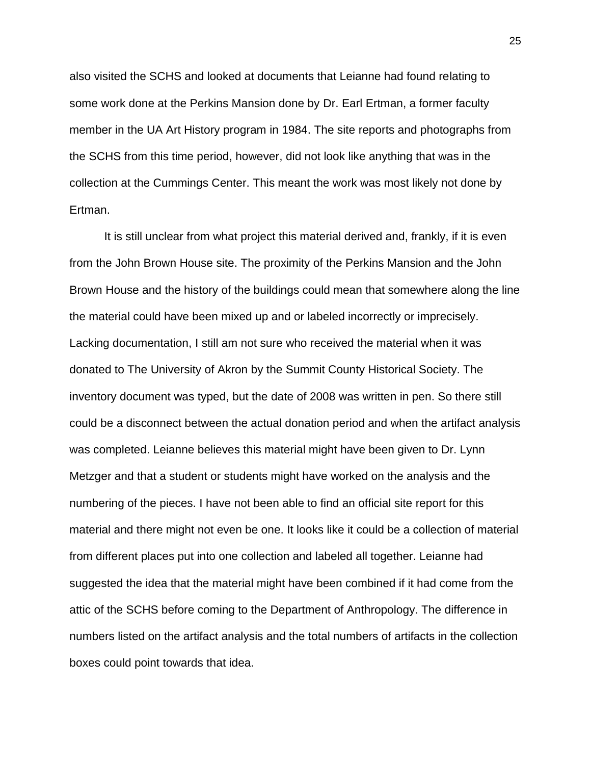also visited the SCHS and looked at documents that Leianne had found relating to some work done at the Perkins Mansion done by Dr. Earl Ertman, a former faculty member in the UA Art History program in 1984. The site reports and photographs from the SCHS from this time period, however, did not look like anything that was in the collection at the Cummings Center. This meant the work was most likely not done by Ertman.

It is still unclear from what project this material derived and, frankly, if it is even from the John Brown House site. The proximity of the Perkins Mansion and the John Brown House and the history of the buildings could mean that somewhere along the line the material could have been mixed up and or labeled incorrectly or imprecisely. Lacking documentation, I still am not sure who received the material when it was donated to The University of Akron by the Summit County Historical Society. The inventory document was typed, but the date of 2008 was written in pen. So there still could be a disconnect between the actual donation period and when the artifact analysis was completed. Leianne believes this material might have been given to Dr. Lynn Metzger and that a student or students might have worked on the analysis and the numbering of the pieces. I have not been able to find an official site report for this material and there might not even be one. It looks like it could be a collection of material from different places put into one collection and labeled all together. Leianne had suggested the idea that the material might have been combined if it had come from the attic of the SCHS before coming to the Department of Anthropology. The difference in numbers listed on the artifact analysis and the total numbers of artifacts in the collection boxes could point towards that idea.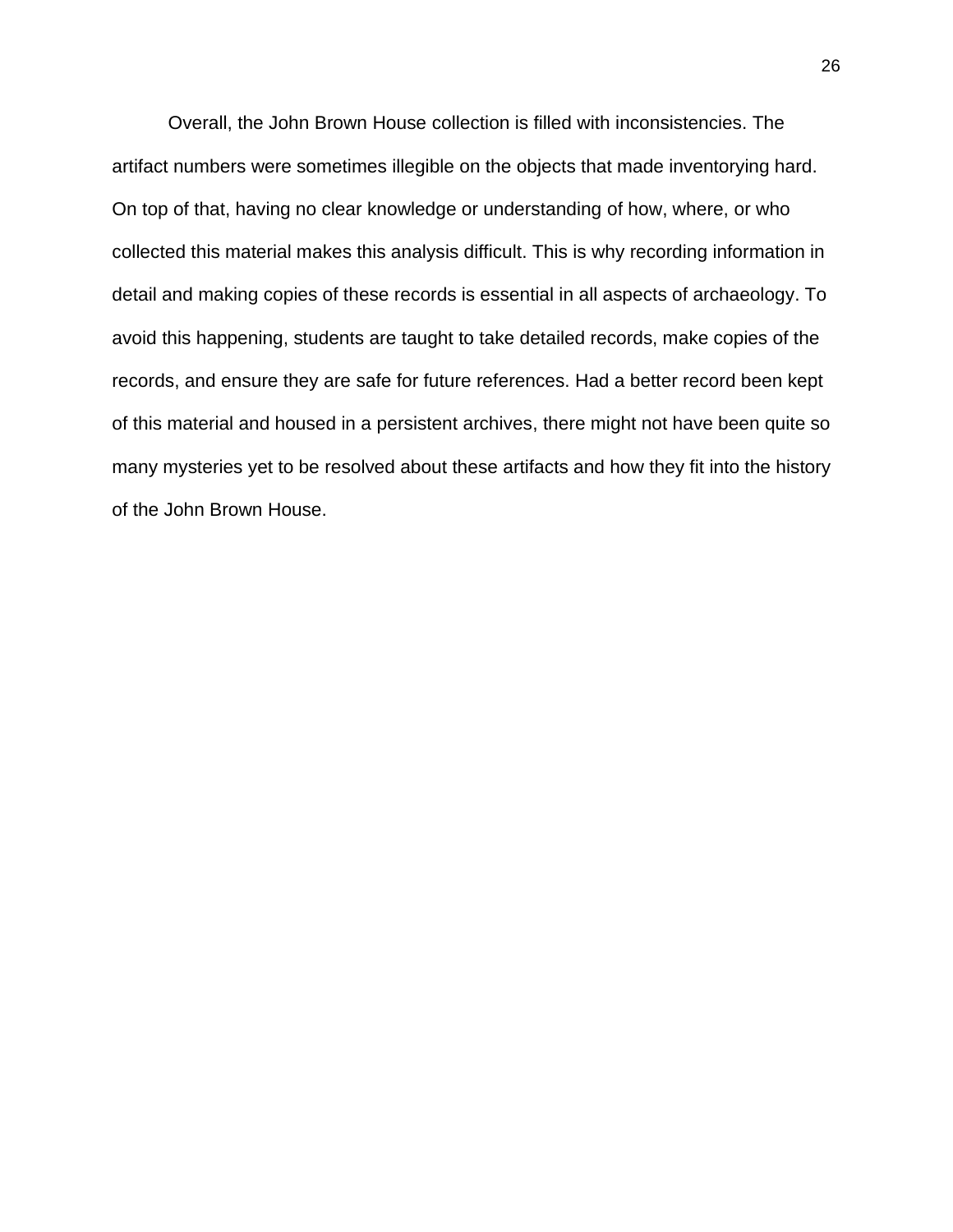Overall, the John Brown House collection is filled with inconsistencies. The artifact numbers were sometimes illegible on the objects that made inventorying hard. On top of that, having no clear knowledge or understanding of how, where, or who collected this material makes this analysis difficult. This is why recording information in detail and making copies of these records is essential in all aspects of archaeology. To avoid this happening, students are taught to take detailed records, make copies of the records, and ensure they are safe for future references. Had a better record been kept of this material and housed in a persistent archives, there might not have been quite so many mysteries yet to be resolved about these artifacts and how they fit into the history of the John Brown House.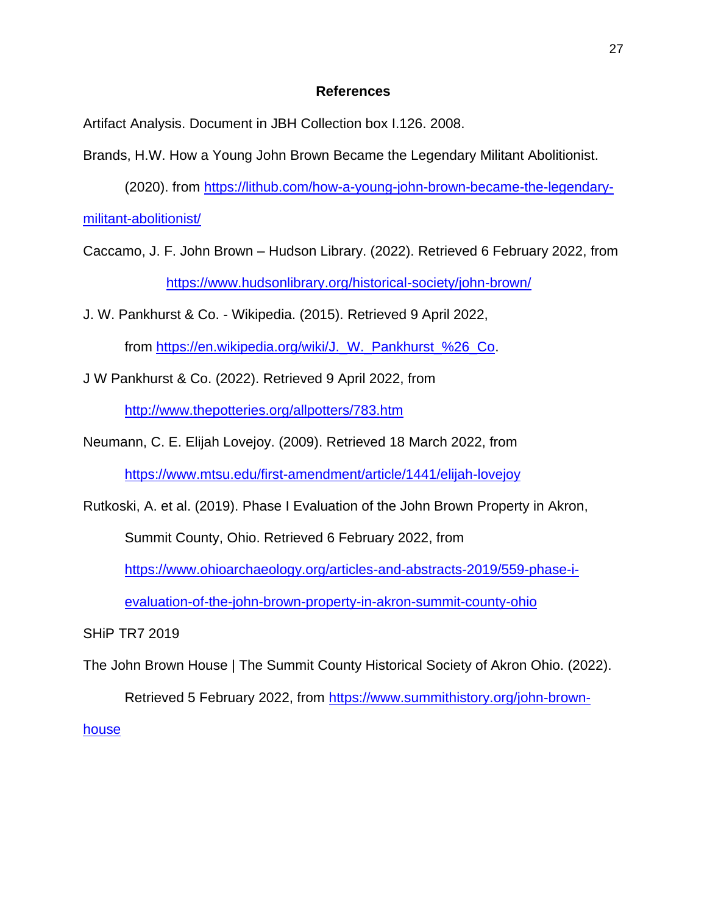## References

Artifact Analysis. Document in JBH Collection box I.126. 2008.

Brands, H.W. How a Young John Brown Became the Legendary Militant Abolitionist. (2020). from https://lithub.com/how-a-young-john-brown-became-the-legendary-militant-abolitionist/

Caccamo, J. F. John Brown – Hudson Library. (2022). Retrieved 6 February 2022, from https://www.hudsonlibrary.org/historical-society/john-brown/

J. W. Pankhurst & Co. - Wikipedia. (2015). Retrieved 9 April 2022, from https://en.wikipedia.org/wiki/J._W._Pankhurst_%26_Co.

J W Pankhurst & Co. (2022). Retrieved 9 April 2022, from http://www.thepotteries.org/allpotters/783.htm

Neumann, C. E. Elijah Lovejoy. (2009). Retrieved 18 March 2022, from https://www.mtsu.edu/first-amendment/article/1441/elijah-lovejoy

Rutkoski, A. et al. (2019). Phase I Evaluation of the John Brown Property in Akron, Summit County, Ohio. Retrieved 6 February 2022, from https://www.ohioarchaeology.org/articles-and-abstracts-2019/559-phase-i-evaluation-of-the-john-brown-property-in-akron-summit-county-ohio

SHiP TR7 2019

The John Brown House | The Summit County Historical Society of Akron Ohio. (2022). Retrieved 5 February 2022, from https://www.summithistory.org/john-brown-house